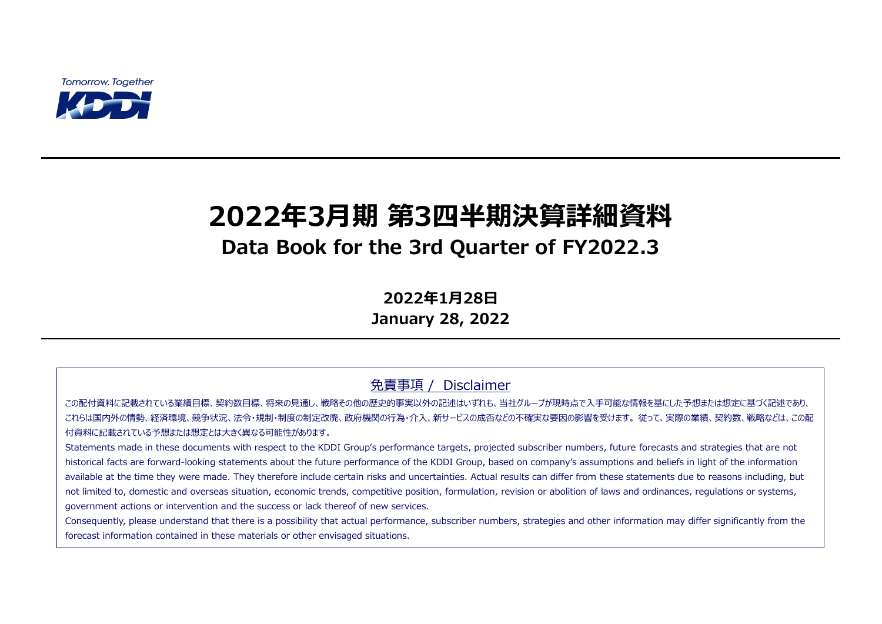Tomorrow, Together

KDDI

# 2022年3月期 第3四半期決算詳細資料

## Data Book for the 3rd Quarter of FY2022.3

**2022年1月28日**

**January 28, 2022**

### 免責事項 / Disclaimer

この配付資料に記載されている業績目標、契約数目標、将来の見通し、戦略その他の歴史的事実以外の記述はいずれも、当社グループが現時点で入手可能な情報を基にした予想または想定に基づく記述であり、これらは国内外の情勢、経済環境、競争状況、法令・規制・制度の制定改廃、政府機関の行為・介入、新サービスの成否などの不確実な要因の影響を受けます。従って、実際の業績、契約数、戦略などは、この配付資料に記載されている予想または想定とは大きく異なる可能性があります。

Statements made in these documents with respect to the KDDI Group's performance targets, projected subscriber numbers, future forecasts and strategies that are not historical facts are forward-looking statements about the future performance of the KDDI Group, based on company's assumptions and beliefs in light of the information available at the time they were made. They therefore include certain risks and uncertainties. Actual results can differ from these statements due to reasons including, but not limited to, domestic and overseas situation, economic trends, competitive position, formulation, revision or abolition of laws and ordinances, regulations or systems, government actions or intervention and the success or lack thereof of new services.

Consequently, please understand that there is a possibility that actual performance, subscriber numbers, strategies and other information may differ significantly from the forecast information contained in these materials or other envisaged situations.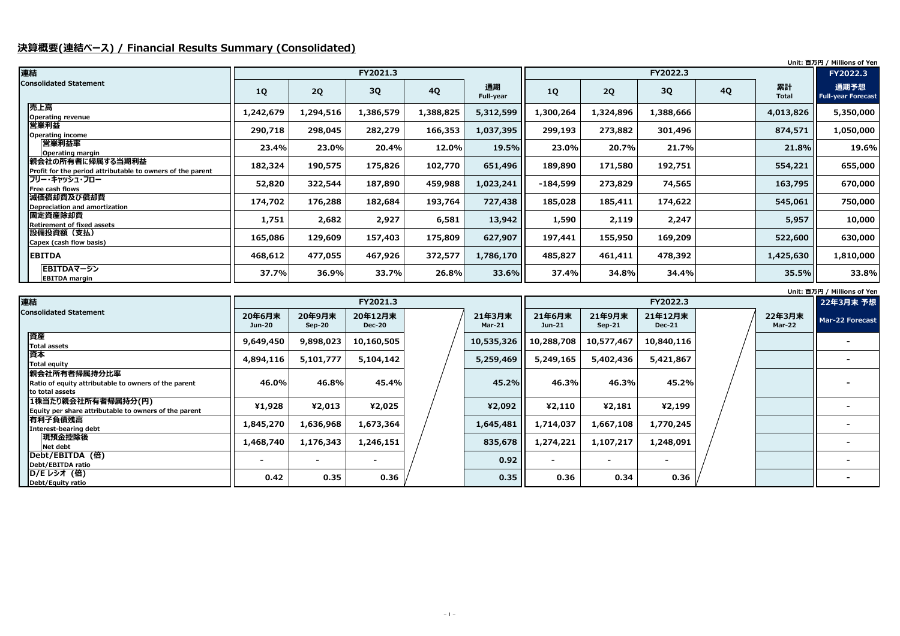## 決算概要(連結ベース) / Financial Results Summary (Consolidated)

Unit: 百万円 / Millions of Yen

| 連結 Consolidated Statement | FY2021.3 1Q | FY2021.3 2Q | FY2021.3 3Q | FY2021.3 4Q | FY2021.3 通期 Full-year | FY2022.3 1Q | FY2022.3 2Q | FY2022.3 3Q | FY2022.3 4Q | FY2022.3 累計 Total | FY2022.3 通期予想 Full-year Forecast |
|---|---|---|---|---|---|---|---|---|---|---|---|
| 売上高 Operating revenue | 1,242,679 | 1,294,516 | 1,386,579 | 1,388,825 | 5,312,599 | 1,300,264 | 1,324,896 | 1,388,666 | | 4,013,826 | 5,350,000 |
| 営業利益 Operating income | 290,718 | 298,045 | 282,279 | 166,353 | 1,037,395 | 299,193 | 273,882 | 301,496 | | 874,571 | 1,050,000 |
| 営業利益率 Operating margin | 23.4% | 23.0% | 20.4% | 12.0% | 19.5% | 23.0% | 20.7% | 21.7% | | 21.8% | 19.6% |
| 親会社の所有者に帰属する当期利益 Profit for the period attributable to owners of the parent | 182,324 | 190,575 | 175,826 | 102,770 | 651,496 | 189,890 | 171,580 | 192,751 | | 554,221 | 655,000 |
| フリー・キャッシュ・フロー Free cash flows | 52,820 | 322,544 | 187,890 | 459,988 | 1,023,241 | -184,599 | 273,829 | 74,565 | | 163,795 | 670,000 |
| 減価償却費及び償却費 Depreciation and amortization | 174,702 | 176,288 | 182,684 | 193,764 | 727,438 | 185,028 | 185,411 | 174,622 | | 545,061 | 750,000 |
| 固定資産除却費 Retirement of fixed assets | 1,751 | 2,682 | 2,927 | 6,581 | 13,942 | 1,590 | 2,119 | 2,247 | | 5,957 | 10,000 |
| 設備投資額（支払） Capex (cash flow basis) | 165,086 | 129,609 | 157,403 | 175,809 | 627,907 | 197,441 | 155,950 | 169,209 | | 522,600 | 630,000 |
| EBITDA | 468,612 | 477,055 | 467,926 | 372,577 | 1,786,170 | 485,827 | 461,411 | 478,392 | | 1,425,630 | 1,810,000 |
| EBITDAマージン EBITDA margin | 37.7% | 36.9% | 33.7% | 26.8% | 33.6% | 37.4% | 34.8% | 34.4% | | 35.5% | 33.8% |

Unit: 百万円 / Millions of Yen

| 連結 Consolidated Statement | FY2021.3 20年6月末 Jun-20 | FY2021.3 20年9月末 Sep-20 | FY2021.3 20年12月末 Dec-20 | | FY2021.3 21年3月末 Mar-21 | FY2022.3 21年6月末 Jun-21 | FY2022.3 21年9月末 Sep-21 | FY2022.3 21年12月末 Dec-21 | | FY2022.3 22年3月末 Mar-22 | 22年3月末 予想 Mar-22 Forecast |
|---|---|---|---|---|---|---|---|---|---|---|---|
| 資産 Total assets | 9,649,450 | 9,898,023 | 10,160,505 | | 10,535,326 | 10,288,708 | 10,577,467 | 10,840,116 | | | - |
| 資本 Total equity | 4,894,116 | 5,101,777 | 5,104,142 | | 5,259,469 | 5,249,165 | 5,402,436 | 5,421,867 | | | - |
| 親会社所有者帰属持分比率 Ratio of equity attributable to owners of the parent to total assets | 46.0% | 46.8% | 45.4% | | 45.2% | 46.3% | 46.3% | 45.2% | | | - |
| 1株当たり親会社所有者帰属持分(円) Equity per share attributable to owners of the parent | ¥1,928 | ¥2,013 | ¥2,025 | | ¥2,092 | ¥2,110 | ¥2,181 | ¥2,199 | | | - |
| 有利子負債残高 Interest-bearing debt | 1,845,270 | 1,636,968 | 1,673,364 | | 1,645,481 | 1,714,037 | 1,667,108 | 1,770,245 | | | - |
| 現預金控除後 Net debt | 1,468,740 | 1,176,343 | 1,246,151 | | 835,678 | 1,274,221 | 1,107,217 | 1,248,091 | | | - |
| Debt/EBITDA（倍） Debt/EBITDA ratio | - | - | - | | 0.92 | - | - | - | | | - |
| D/E レシオ（倍） Debt/Equity ratio | 0.42 | 0.35 | 0.36 | | 0.35 | 0.36 | 0.34 | 0.36 | | | - |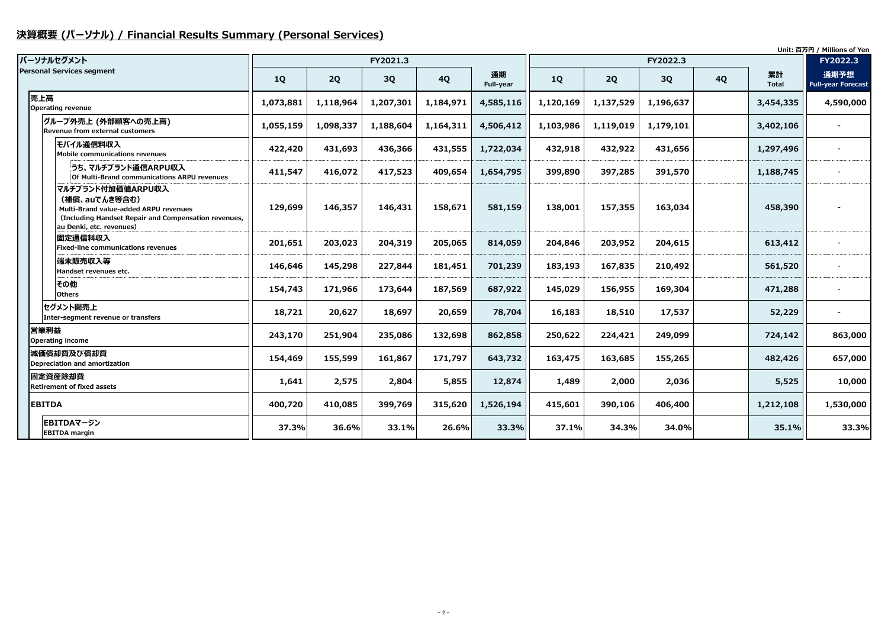# 決算概要 (パーソナル) / Financial Results Summary (Personal Services)

Unit: 百万円 / Millions of Yen

| パーソナルセグメント Personal Services segment | FY2021.3 | | | | | FY2022.3 | | | | | FY2022.3 |
|---|---|---|---|---|---|---|---|---|---|---|---|
| | 1Q | 2Q | 3Q | 4Q | 通期 Full-year | 1Q | 2Q | 3Q | 4Q | 累計 Total | 通期予想 Full-year Forecast |
| 売上高 Operating revenue | 1,073,881 | 1,118,964 | 1,207,301 | 1,184,971 | 4,585,116 | 1,120,169 | 1,137,529 | 1,196,637 | | 3,454,335 | 4,590,000 |
| グループ外売上 (外部顧客への売上高) Revenue from external customers | 1,055,159 | 1,098,337 | 1,188,604 | 1,164,311 | 4,506,412 | 1,103,986 | 1,119,019 | 1,179,101 | | 3,402,106 | - |
| モバイル通信料収入 Mobile communications revenues | 422,420 | 431,693 | 436,366 | 431,555 | 1,722,034 | 432,918 | 432,922 | 431,656 | | 1,297,496 | - |
| うち、マルチブランド通信ARPU収入 Of Multi-Brand communications ARPU revenues | 411,547 | 416,072 | 417,523 | 409,654 | 1,654,795 | 399,890 | 397,285 | 391,570 | | 1,188,745 | - |
| マルチブランド付加価値ARPU収入 (補償、auでんき等含む) Multi-Brand value-added ARPU revenues (Including Handset Repair and Compensation revenues, au Denki, etc. revenues) | 129,699 | 146,357 | 146,431 | 158,671 | 581,159 | 138,001 | 157,355 | 163,034 | | 458,390 | - |
| 固定通信料収入 Fixed-line communications revenues | 201,651 | 203,023 | 204,319 | 205,065 | 814,059 | 204,846 | 203,952 | 204,615 | | 613,412 | - |
| 端末販売収入等 Handset revenues etc. | 146,646 | 145,298 | 227,844 | 181,451 | 701,239 | 183,193 | 167,835 | 210,492 | | 561,520 | - |
| その他 Others | 154,743 | 171,966 | 173,644 | 187,569 | 687,922 | 145,029 | 156,955 | 169,304 | | 471,288 | - |
| セグメント間売上 Inter-segment revenue or transfers | 18,721 | 20,627 | 18,697 | 20,659 | 78,704 | 16,183 | 18,510 | 17,537 | | 52,229 | - |
| 営業利益 Operating income | 243,170 | 251,904 | 235,086 | 132,698 | 862,858 | 250,622 | 224,421 | 249,099 | | 724,142 | 863,000 |
| 減価償却費及び償却費 Depreciation and amortization | 154,469 | 155,599 | 161,867 | 171,797 | 643,732 | 163,475 | 163,685 | 155,265 | | 482,426 | 657,000 |
| 固定資産除却費 Retirement of fixed assets | 1,641 | 2,575 | 2,804 | 5,855 | 12,874 | 1,489 | 2,000 | 2,036 | | 5,525 | 10,000 |
| EBITDA | 400,720 | 410,085 | 399,769 | 315,620 | 1,526,194 | 415,601 | 390,106 | 406,400 | | 1,212,108 | 1,530,000 |
| EBITDAマージン EBITDA margin | 37.3% | 36.6% | 33.1% | 26.6% | 33.3% | 37.1% | 34.3% | 34.0% | | 35.1% | 33.3% |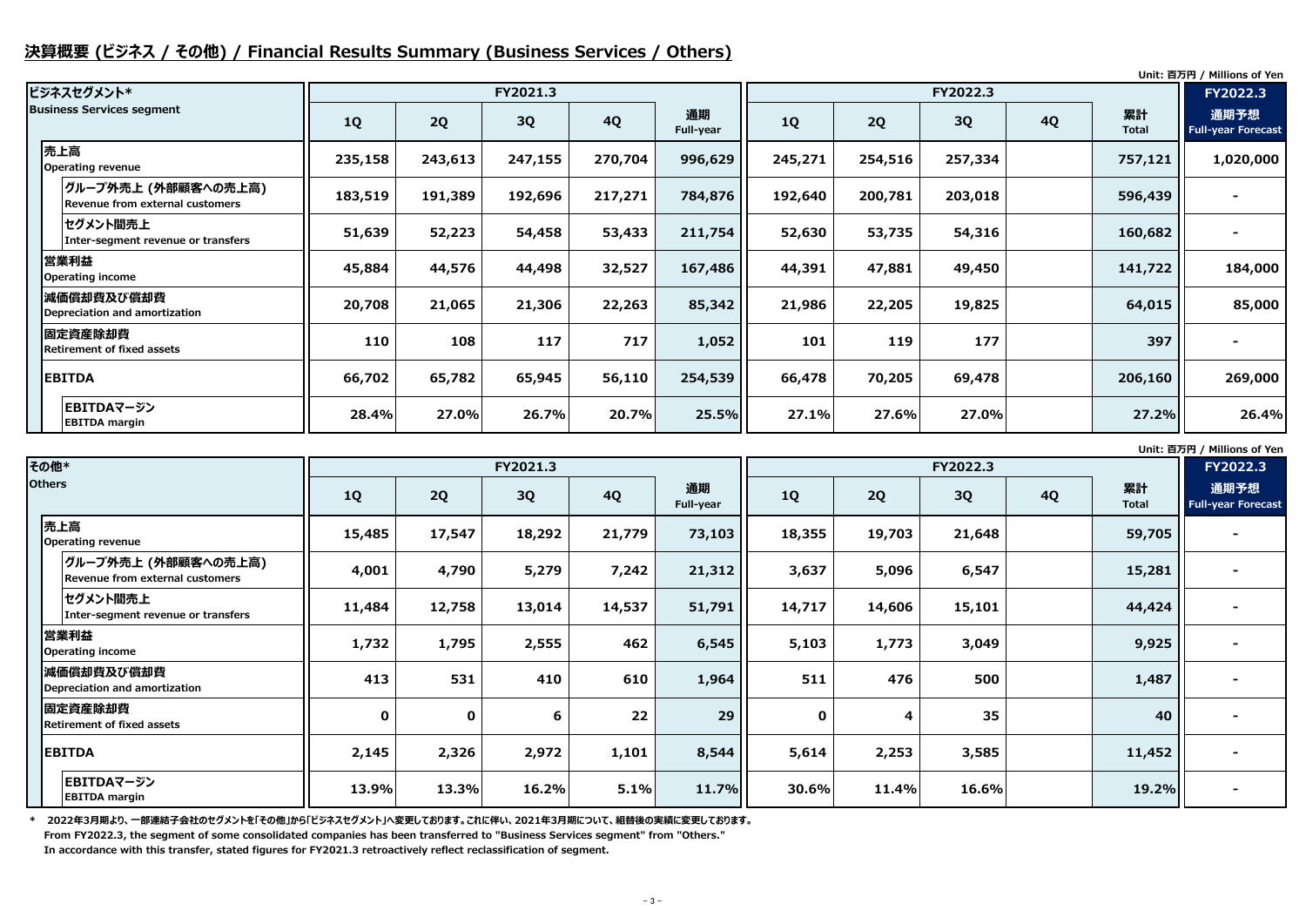## 決算概要 (ビジネス / その他) / Financial Results Summary (Business Services / Others)

Unit: 百万円 / Millions of Yen

| ビジネスセグメント* Business Services segment | FY2021.3 | | | | | FY2022.3 | | | | | FY2022.3 |
|---|---|---|---|---|---|---|---|---|---|---|---|
| | 1Q | 2Q | 3Q | 4Q | 通期 Full-year | 1Q | 2Q | 3Q | 4Q | 累計 Total | 通期予想 Full-year Forecast |
| 売上高 Operating revenue | 235,158 | 243,613 | 247,155 | 270,704 | 996,629 | 245,271 | 254,516 | 257,334 | | 757,121 | 1,020,000 |
| グループ外売上 (外部顧客への売上高) Revenue from external customers | 183,519 | 191,389 | 192,696 | 217,271 | 784,876 | 192,640 | 200,781 | 203,018 | | 596,439 | - |
| セグメント間売上 Inter-segment revenue or transfers | 51,639 | 52,223 | 54,458 | 53,433 | 211,754 | 52,630 | 53,735 | 54,316 | | 160,682 | - |
| 営業利益 Operating income | 45,884 | 44,576 | 44,498 | 32,527 | 167,486 | 44,391 | 47,881 | 49,450 | | 141,722 | 184,000 |
| 減価償却費及び償却費 Depreciation and amortization | 20,708 | 21,065 | 21,306 | 22,263 | 85,342 | 21,986 | 22,205 | 19,825 | | 64,015 | 85,000 |
| 固定資産除却費 Retirement of fixed assets | 110 | 108 | 117 | 717 | 1,052 | 101 | 119 | 177 | | 397 | - |
| EBITDA | 66,702 | 65,782 | 65,945 | 56,110 | 254,539 | 66,478 | 70,205 | 69,478 | | 206,160 | 269,000 |
| EBITDAマージン EBITDA margin | 28.4% | 27.0% | 26.7% | 20.7% | 25.5% | 27.1% | 27.6% | 27.0% | | 27.2% | 26.4% |

Unit: 百万円 / Millions of Yen

| その他* Others | FY2021.3 | | | | | FY2022.3 | | | | | FY2022.3 |
|---|---|---|---|---|---|---|---|---|---|---|---|
| | 1Q | 2Q | 3Q | 4Q | 通期 Full-year | 1Q | 2Q | 3Q | 4Q | 累計 Total | 通期予想 Full-year Forecast |
| 売上高 Operating revenue | 15,485 | 17,547 | 18,292 | 21,779 | 73,103 | 18,355 | 19,703 | 21,648 | | 59,705 | - |
| グループ外売上 (外部顧客への売上高) Revenue from external customers | 4,001 | 4,790 | 5,279 | 7,242 | 21,312 | 3,637 | 5,096 | 6,547 | | 15,281 | - |
| セグメント間売上 Inter-segment revenue or transfers | 11,484 | 12,758 | 13,014 | 14,537 | 51,791 | 14,717 | 14,606 | 15,101 | | 44,424 | - |
| 営業利益 Operating income | 1,732 | 1,795 | 2,555 | 462 | 6,545 | 5,103 | 1,773 | 3,049 | | 9,925 | - |
| 減価償却費及び償却費 Depreciation and amortization | 413 | 531 | 410 | 610 | 1,964 | 511 | 476 | 500 | | 1,487 | - |
| 固定資産除却費 Retirement of fixed assets | 0 | 0 | 6 | 22 | 29 | 0 | 4 | 35 | | 40 | - |
| EBITDA | 2,145 | 2,326 | 2,972 | 1,101 | 8,544 | 5,614 | 2,253 | 3,585 | | 11,452 | - |
| EBITDAマージン EBITDA margin | 13.9% | 13.3% | 16.2% | 5.1% | 11.7% | 30.6% | 11.4% | 16.6% | | 19.2% | - |

\* 2022年3月期より、一部連結子会社のセグメントを「その他」から「ビジネスセグメント」へ変更しております。これに伴い、2021年3月期について、組替後の実績に変更しております。
From FY2022.3, the segment of some consolidated companies has been transferred to "Business Services segment" from "Others."
In accordance with this transfer, stated figures for FY2021.3 retroactively reflect reclassification of segment.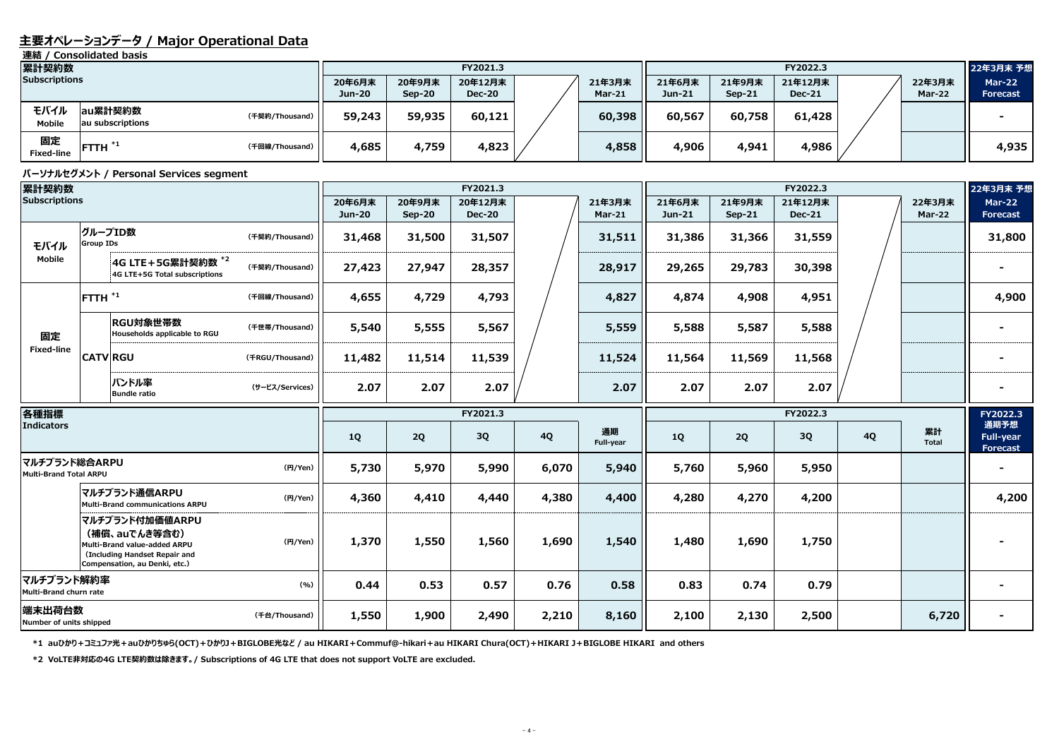## 主要オペレーションデータ / Major Operational Data

### 連結 / Consolidated basis

| 累計契約数 Subscriptions | | | 20年6月末 Jun-20 | 20年9月末 Sep-20 | 20年12月末 Dec-20 | | 21年3月末 Mar-21 | 21年6月末 Jun-21 | 21年9月末 Sep-21 | 21年12月末 Dec-21 | | 22年3月末 Mar-22 | 22年3月末 予想 Mar-22 Forecast |
|---|---|---|---|---|---|---|---|---|---|---|---|---|---|
| | | | FY2021.3 | | | | | FY2022.3 | | | | | |
| モバイル Mobile | au累計契約数 au subscriptions | (千契約/Thousand) | 59,243 | 59,935 | 60,121 | | 60,398 | 60,567 | 60,758 | 61,428 | | | - |
| 固定 Fixed-line | FTTH *1 | (千回線/Thousand) | 4,685 | 4,759 | 4,823 | | 4,858 | 4,906 | 4,941 | 4,986 | | | 4,935 |

### パーソナルセグメント / Personal Services segment

| 累計契約数 Subscriptions | | | 20年6月末 Jun-20 | 20年9月末 Sep-20 | 20年12月末 Dec-20 | | 21年3月末 Mar-21 | 21年6月末 Jun-21 | 21年9月末 Sep-21 | 21年12月末 Dec-21 | | 22年3月末 Mar-22 | 22年3月末 予想 Mar-22 Forecast |
|---|---|---|---|---|---|---|---|---|---|---|---|---|---|
| | | | FY2021.3 | | | | | FY2022.3 | | | | | |
| モバイル Mobile | グループID数 Group IDs | (千契約/Thousand) | 31,468 | 31,500 | 31,507 | | 31,511 | 31,386 | 31,366 | 31,559 | | | 31,800 |
| | 4G LTE+5G累計契約数 *2 4G LTE+5G Total subscriptions | (千契約/Thousand) | 27,423 | 27,947 | 28,357 | | 28,917 | 29,265 | 29,783 | 30,398 | | | - |
| 固定 Fixed-line | FTTH *1 | (千回線/Thousand) | 4,655 | 4,729 | 4,793 | | 4,827 | 4,874 | 4,908 | 4,951 | | | 4,900 |
| | CATV RGU対象世帯数 Households applicable to RGU | (千世帯/Thousand) | 5,540 | 5,555 | 5,567 | | 5,559 | 5,588 | 5,587 | 5,588 | | | - |
| | CATV RGU | (千RGU/Thousand) | 11,482 | 11,514 | 11,539 | | 11,524 | 11,564 | 11,569 | 11,568 | | | - |
| | CATV バンドル率 Bundle ratio | (サービス/Services) | 2.07 | 2.07 | 2.07 | | 2.07 | 2.07 | 2.07 | 2.07 | | | - |

| 各種指標 Indicators | | 1Q | 2Q | 3Q | 4Q | 通期 Full-year | 1Q | 2Q | 3Q | 4Q | 累計 Total | FY2022.3 通期予想 Full-year Forecast |
|---|---|---|---|---|---|---|---|---|---|---|---|---|
| | | FY2021.3 | | | | | FY2022.3 | | | | | |
| マルチブランド総合ARPU Multi-Brand Total ARPU | (円/Yen) | 5,730 | 5,970 | 5,990 | 6,070 | 5,940 | 5,760 | 5,960 | 5,950 | | | - |
| マルチブランド通信ARPU Multi-Brand communications ARPU | (円/Yen) | 4,360 | 4,410 | 4,440 | 4,380 | 4,400 | 4,280 | 4,270 | 4,200 | | | 4,200 |
| マルチブランド付加価値ARPU (補償、auでんき等含む) Multi-Brand value-added ARPU (Including Handset Repair and Compensation, au Denki, etc.) | (円/Yen) | 1,370 | 1,550 | 1,560 | 1,690 | 1,540 | 1,480 | 1,690 | 1,750 | | | - |
| マルチブランド解約率 Multi-Brand churn rate | (%) | 0.44 | 0.53 | 0.57 | 0.76 | 0.58 | 0.83 | 0.74 | 0.79 | | | - |
| 端末出荷台数 Number of units shipped | (千台/Thousand) | 1,550 | 1,900 | 2,490 | 2,210 | 8,160 | 2,100 | 2,130 | 2,500 | | 6,720 | - |

*1 auひかり+コミュファ光+auひかりちゅら(OCT)+ひかりJ+BIGLOBE光など / au HIKARI+Commuf@-hikari+au HIKARI Chura(OCT)+HIKARI J+BIGLOBE HIKARI and others

*2 VoLTE非対応の4G LTE契約数は除きます。/ Subscriptions of 4G LTE that does not support VoLTE are excluded.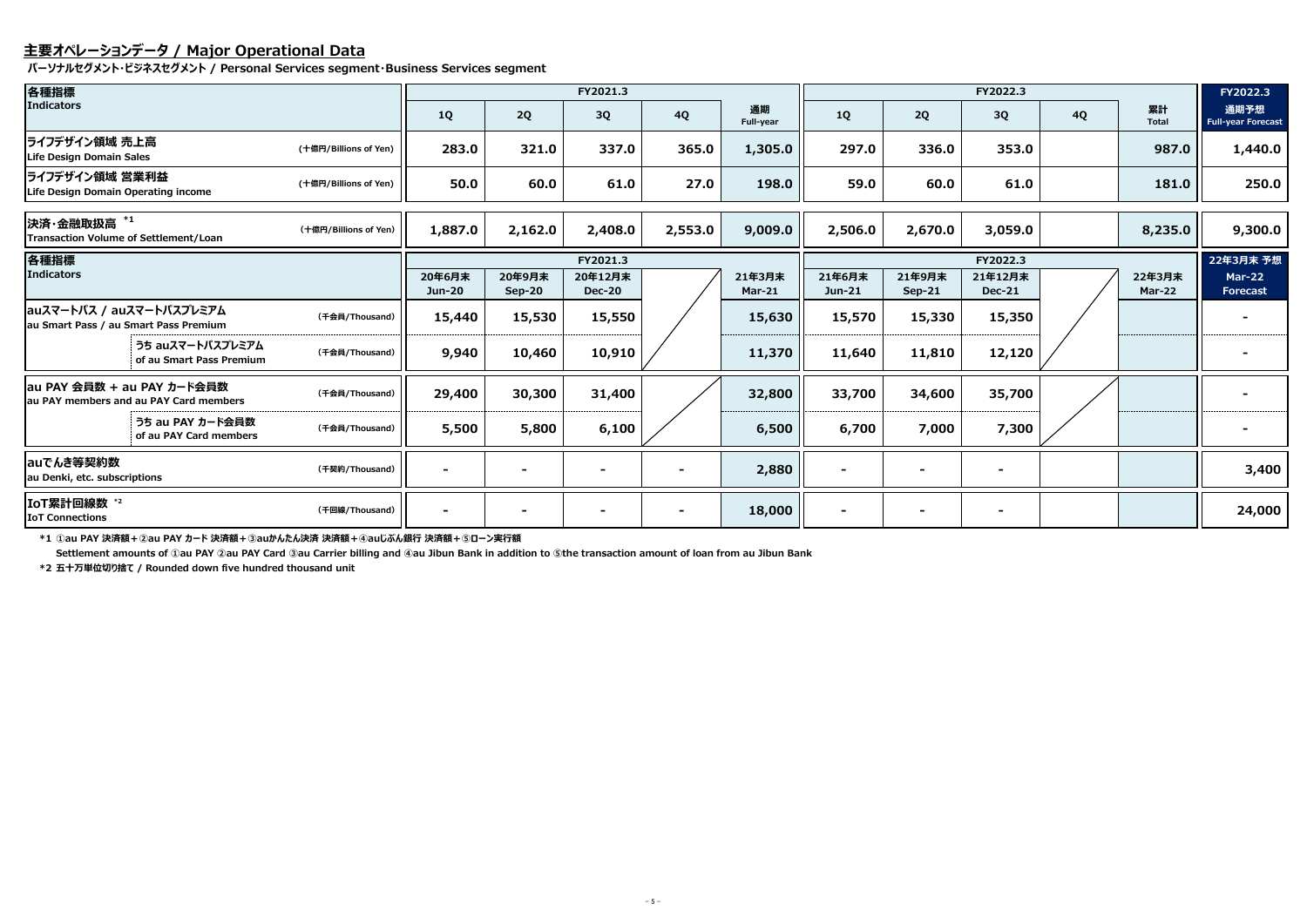## 主要オペレーションデータ / Major Operational Data

**パーソナルセグメント･ビジネスセグメント / Personal Services segment･Business Services segment**

| 各種指標 Indicators | | FY2021.3 1Q | FY2021.3 2Q | FY2021.3 3Q | FY2021.3 4Q | FY2021.3 通期 Full-year | FY2022.3 1Q | FY2022.3 2Q | FY2022.3 3Q | FY2022.3 4Q | FY2022.3 累計 Total | FY2022.3 通期予想 Full-year Forecast |
|---|---|---|---|---|---|---|---|---|---|---|---|---|
| ライフデザイン領域 売上高 Life Design Domain Sales | (十億円/Billions of Yen) | 283.0 | 321.0 | 337.0 | 365.0 | 1,305.0 | 297.0 | 336.0 | 353.0 | | 987.0 | 1,440.0 |
| ライフデザイン領域 営業利益 Life Design Domain Operating income | (十億円/Billions of Yen) | 50.0 | 60.0 | 61.0 | 27.0 | 198.0 | 59.0 | 60.0 | 61.0 | | 181.0 | 250.0 |
| 決済･金融取扱高 [*1] Transaction Volume of Settlement/Loan | (十億円/Billions of Yen) | 1,887.0 | 2,162.0 | 2,408.0 | 2,553.0 | 9,009.0 | 2,506.0 | 2,670.0 | 3,059.0 | | 8,235.0 | 9,300.0 |

| 各種指標 Indicators | | FY2021.3 20年6月末 Jun-20 | FY2021.3 20年9月末 Sep-20 | FY2021.3 20年12月末 Dec-20 | | 21年3月末 Mar-21 | FY2022.3 21年6月末 Jun-21 | FY2022.3 21年9月末 Sep-21 | FY2022.3 21年12月末 Dec-21 | | 22年3月末 Mar-22 | 22年3月末 予想 Mar-22 Forecast |
|---|---|---|---|---|---|---|---|---|---|---|---|---|
| auスマートパス / auスマートパスプレミアム au Smart Pass / au Smart Pass Premium | (千会員/Thousand) | 15,440 | 15,530 | 15,550 | | 15,630 | 15,570 | 15,330 | 15,350 | | | - |
| うち auスマートパスプレミアム of au Smart Pass Premium | (千会員/Thousand) | 9,940 | 10,460 | 10,910 | | 11,370 | 11,640 | 11,810 | 12,120 | | | - |
| au PAY 会員数 + au PAY カード会員数 au PAY members and au PAY Card members | (千会員/Thousand) | 29,400 | 30,300 | 31,400 | | 32,800 | 33,700 | 34,600 | 35,700 | | | - |
| うち au PAY カード会員数 of au PAY Card members | (千会員/Thousand) | 5,500 | 5,800 | 6,100 | | 6,500 | 6,700 | 7,000 | 7,300 | | | - |
| auでんき等契約数 au Denki, etc. subscriptions | (千契約/Thousand) | - | - | - | - | 2,880 | - | - | - | | | 3,400 |
| IoT累計回線数 [*2] IoT Connections | (千回線/Thousand) | - | - | - | - | 18,000 | - | - | - | | | 24,000 |

*1 ①au PAY 決済額＋②au PAY カード 決済額＋③auかんたん決済 決済額＋④auじぶん銀行 決済額＋⑤ローン実行額

Settlement amounts of ①au PAY ②au PAY Card ③au Carrier billing and ④au Jibun Bank in addition to ⑤the transaction amount of loan from au Jibun Bank

*2 五十万単位切り捨て / Rounded down five hundred thousand unit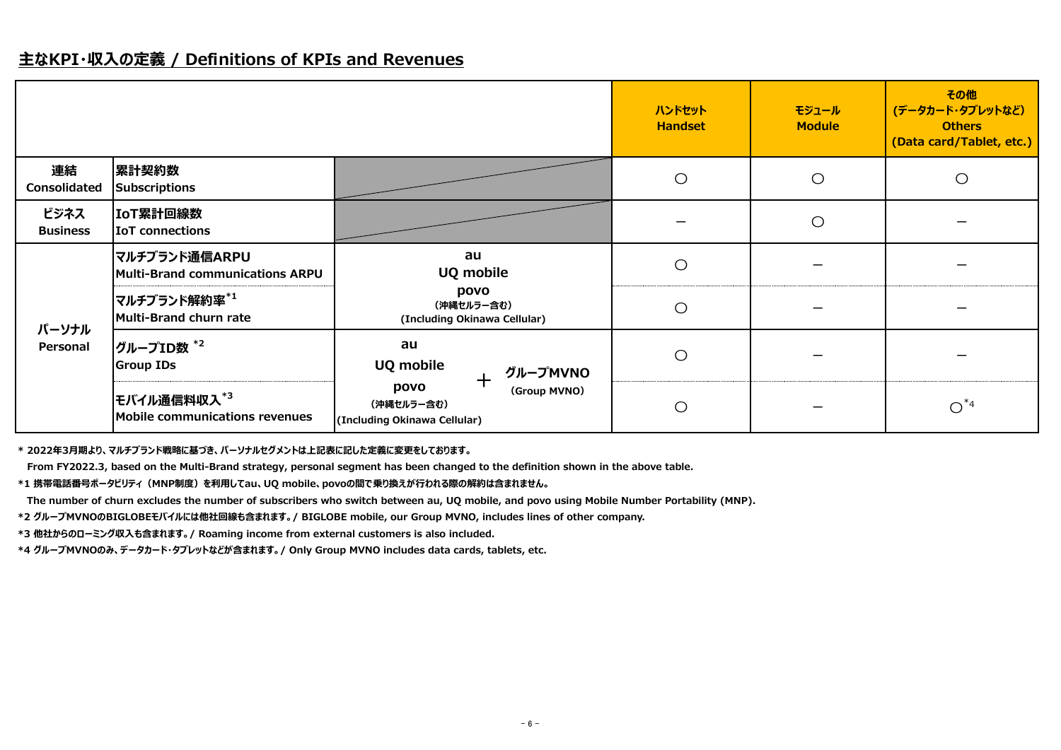## 主なKPI･収入の定義 / Definitions of KPIs and Revenues

| | | | ハンドセット Handset | モジュール Module | その他 (データカード･タブレットなど) Others (Data card/Tablet, etc.) |
|---|---|---|---|---|---|
| 連結 Consolidated | 累計契約数 Subscriptions | | ○ | ○ | ○ |
| ビジネス Business | IoT累計回線数 IoT connections | | ー | ○ | ー |
| パーソナル Personal | マルチブランド通信ARPU Multi-Brand communications ARPU | au UQ mobile povo (沖縄セルラー含む) (Including Okinawa Cellular) | ○ | ー | ー |
| | マルチブランド解約率*1 Multi-Brand churn rate | | ○ | ー | ー |
| | グループID数 *2 Group IDs | au UQ mobile povo (沖縄セルラー含む) (Including Okinawa Cellular) ＋ グループMVNO (Group MVNO) | ○ | ー | ー |
| | モバイル通信料収入*3 Mobile communications revenues | | ○ | ー | ○*4 |

\* 2022年3月期より、マルチブランド戦略に基づき、パーソナルセグメントは上記表に記した定義に変更をしております。
From FY2022.3, based on the Multi-Brand strategy, personal segment has been changed to the definition shown in the above table.

*1 携帯電話番号ポータビリティ（MNP制度）を利用してau、UQ mobile、povoの間で乗り換えが行われる際の解約は含まれません。
The number of churn excludes the number of subscribers who switch between au, UQ mobile, and povo using Mobile Number Portability (MNP).

*2 グループMVNOのBIGLOBEモバイルには他社回線も含まれます。/ BIGLOBE mobile, our Group MVNO, includes lines of other company.

*3 他社からのローミング収入も含まれます。/ Roaming income from external customers is also included.

*4 グループMVNOのみ、データカード･タブレットなどが含まれます。/ Only Group MVNO includes data cards, tablets, etc.